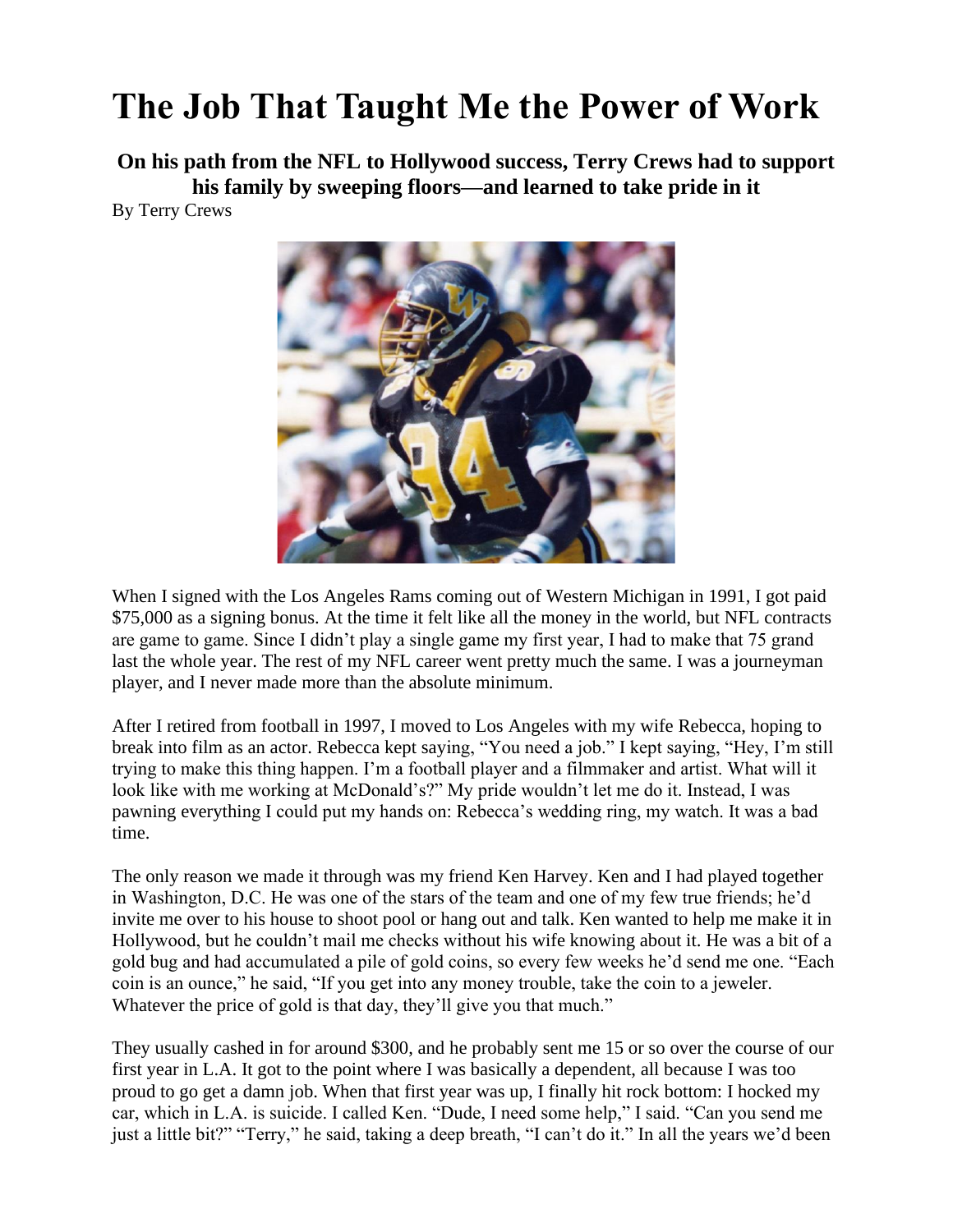# The Job That Taught Me the Power of Work

### On his path from the NFL to Hollywood success, Terry Crews had to support his family by sweeping floors—and learned to take pride in it

By Terry Crews

When I signed with the Los Angeles Rams coming out of Western Michigan in 1991, I got paid $75,000 as a signing bonus. At the time it felt like all the money in the world, but NFL contracts are game to game. Since I didn't play a single game my first year, I had to make that 75 grand last the whole year. The rest of my NFL career went pretty much the same. I was a journeyman player, and I never made more than the absolute minimum.

After I retired from football in 1997, I moved to Los Angeles with my wife Rebecca, hoping to break into film as an actor. Rebecca kept saying, "You need a job." I kept saying, "Hey, I'm still trying to make this thing happen. I'm a football player and a filmmaker and artist. What will it look like with me working at McDonald's?" My pride wouldn't let me do it. Instead, I was pawning everything I could put my hands on: Rebecca's wedding ring, my watch. It was a bad time.

The only reason we made it through was my friend Ken Harvey. Ken and I had played together in Washington, D.C. He was one of the stars of the team and one of my few true friends; he'd invite me over to his house to shoot pool or hang out and talk. Ken wanted to help me make it in Hollywood, but he couldn't mail me checks without his wife knowing about it. He was a bit of a gold bug and had accumulated a pile of gold coins, so every few weeks he'd send me one. "Each coin is an ounce," he said, "If you get into any money trouble, take the coin to a jeweler. Whatever the price of gold is that day, they'll give you that much."

They usually cashed in for around $300, and he probably sent me 15 or so over the course of our first year in L.A. It got to the point where I was basically a dependent, all because I was too proud to go get a damn job. When that first year was up, I finally hit rock bottom: I hocked my car, which in L.A. is suicide. I called Ken. "Dude, I need some help," I said. "Can you send me just a little bit?" "Terry," he said, taking a deep breath, "I can't do it." In all the years we'd been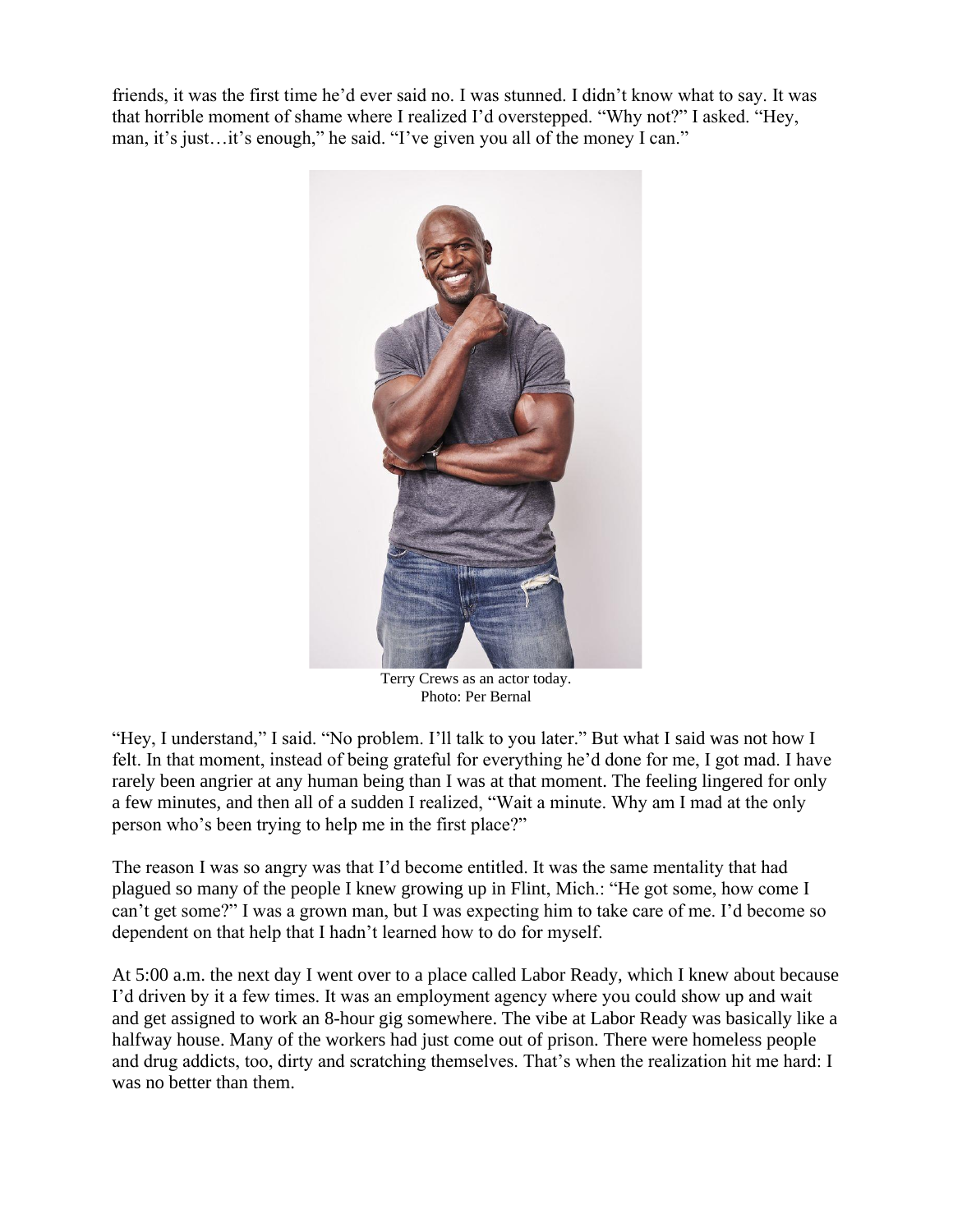friends, it was the first time he'd ever said no. I was stunned. I didn't know what to say. It was that horrible moment of shame where I realized I'd overstepped. "Why not?" I asked. "Hey, man, it's just…it's enough," he said. "I've given you all of the money I can."

Terry Crews as an actor today.
Photo: Per Bernal

"Hey, I understand," I said. "No problem. I'll talk to you later." But what I said was not how I felt. In that moment, instead of being grateful for everything he'd done for me, I got mad. I have rarely been angrier at any human being than I was at that moment. The feeling lingered for only a few minutes, and then all of a sudden I realized, "Wait a minute. Why am I mad at the only person who's been trying to help me in the first place?"

The reason I was so angry was that I'd become entitled. It was the same mentality that had plagued so many of the people I knew growing up in Flint, Mich.: "He got some, how come I can't get some?" I was a grown man, but I was expecting him to take care of me. I'd become so dependent on that help that I hadn't learned how to do for myself.

At 5:00 a.m. the next day I went over to a place called Labor Ready, which I knew about because I'd driven by it a few times. It was an employment agency where you could show up and wait and get assigned to work an 8-hour gig somewhere. The vibe at Labor Ready was basically like a halfway house. Many of the workers had just come out of prison. There were homeless people and drug addicts, too, dirty and scratching themselves. That's when the realization hit me hard: I was no better than them.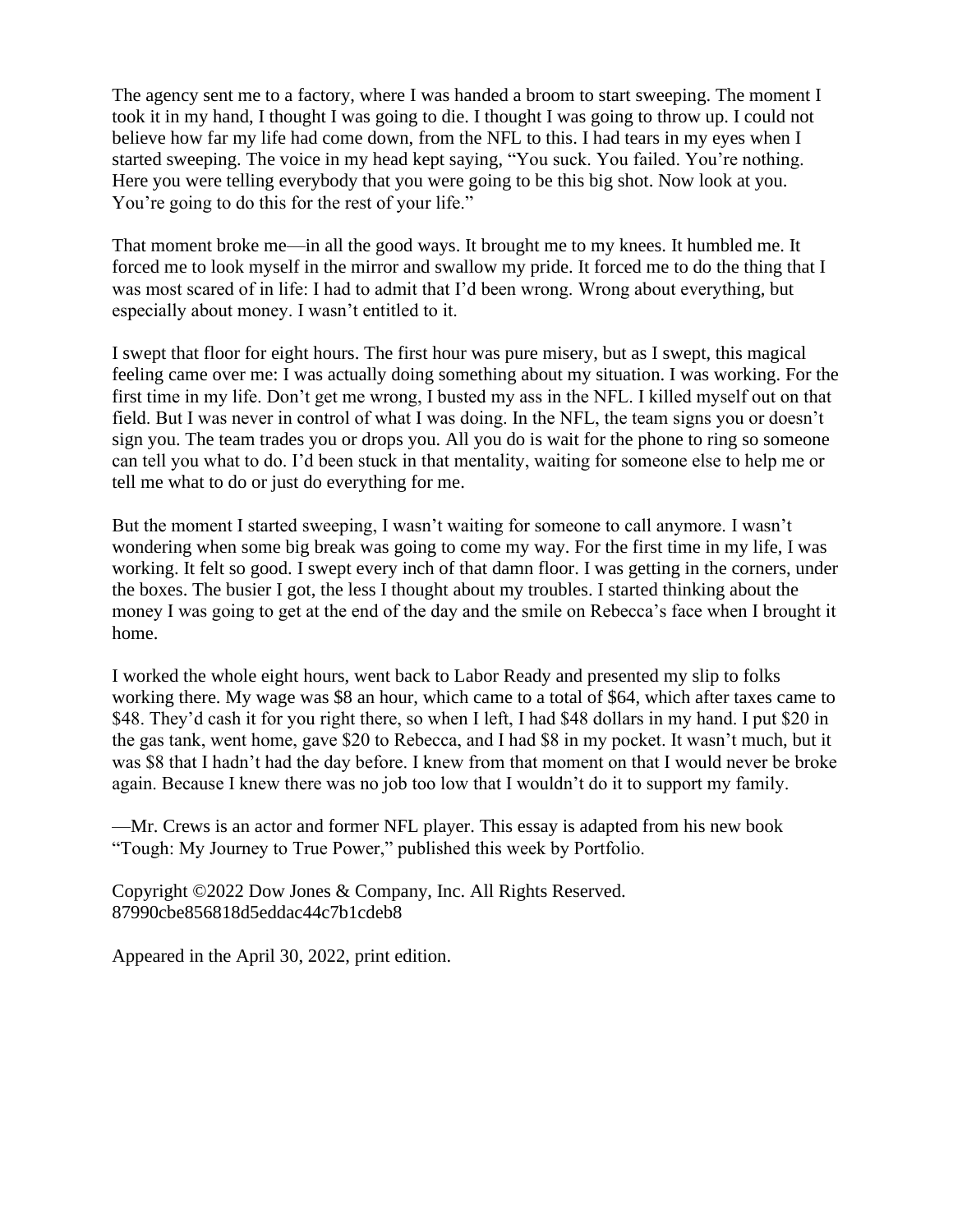The agency sent me to a factory, where I was handed a broom to start sweeping. The moment I took it in my hand, I thought I was going to die. I thought I was going to throw up. I could not believe how far my life had come down, from the NFL to this. I had tears in my eyes when I started sweeping. The voice in my head kept saying, "You suck. You failed. You're nothing. Here you were telling everybody that you were going to be this big shot. Now look at you. You're going to do this for the rest of your life."

That moment broke me—in all the good ways. It brought me to my knees. It humbled me. It forced me to look myself in the mirror and swallow my pride. It forced me to do the thing that I was most scared of in life: I had to admit that I'd been wrong. Wrong about everything, but especially about money. I wasn't entitled to it.

I swept that floor for eight hours. The first hour was pure misery, but as I swept, this magical feeling came over me: I was actually doing something about my situation. I was working. For the first time in my life. Don't get me wrong, I busted my ass in the NFL. I killed myself out on that field. But I was never in control of what I was doing. In the NFL, the team signs you or doesn't sign you. The team trades you or drops you. All you do is wait for the phone to ring so someone can tell you what to do. I'd been stuck in that mentality, waiting for someone else to help me or tell me what to do or just do everything for me.

But the moment I started sweeping, I wasn't waiting for someone to call anymore. I wasn't wondering when some big break was going to come my way. For the first time in my life, I was working. It felt so good. I swept every inch of that damn floor. I was getting in the corners, under the boxes. The busier I got, the less I thought about my troubles. I started thinking about the money I was going to get at the end of the day and the smile on Rebecca's face when I brought it home.

I worked the whole eight hours, went back to Labor Ready and presented my slip to folks working there. My wage was $8 an hour, which came to a total of $64, which after taxes came to $48. They'd cash it for you right there, so when I left, I had $48 dollars in my hand. I put $20 in the gas tank, went home, gave $20 to Rebecca, and I had $8 in my pocket. It wasn't much, but it was $8 that I hadn't had the day before. I knew from that moment on that I would never be broke again. Because I knew there was no job too low that I wouldn't do it to support my family.

—Mr. Crews is an actor and former NFL player. This essay is adapted from his new book "Tough: My Journey to True Power," published this week by Portfolio.

Copyright ©2022 Dow Jones & Company, Inc. All Rights Reserved.
87990cbe856818d5eddac44c7b1cdeb8

Appeared in the April 30, 2022, print edition.